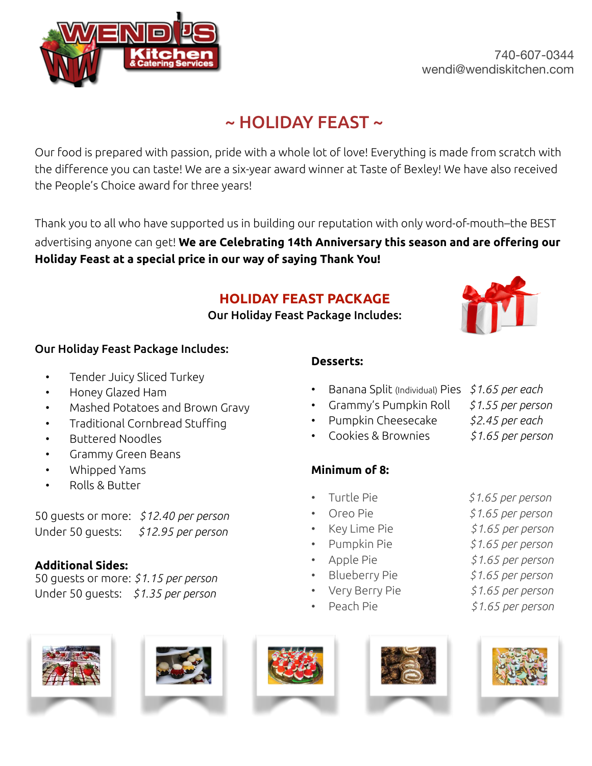740-607-0344
wendi@wendiskitchen.com

# ~ HOLIDAY FEAST ~

Our food is prepared with passion, pride with a whole lot of love! Everything is made from scratch with the difference you can taste! We are a six-year award winner at Taste of Bexley! We have also received the People's Choice award for three years!

Thank you to all who have supported us in building our reputation with only word-of-mouth–the BEST advertising anyone can get! **We are Celebrating 14th Anniversary this season and are offering our Holiday Feast at a special price in our way of saying Thank You!**

## HOLIDAY FEAST PACKAGE

**Our Holiday Feast Package Includes:**

**Our Holiday Feast Package Includes:**

- Tender Juicy Sliced Turkey
- Honey Glazed Ham
- Mashed Potatoes and Brown Gravy
- Traditional Cornbread Stuffing
- Buttered Noodles
- Grammy Green Beans
- Whipped Yams
- Rolls & Butter

50 guests or more: *$12.40 per person*
Under 50 guests: *$12.95 per person*

**Additional Sides:**
50 guests or more: *$1.15 per person*
Under 50 guests: *$1.35 per person*

**Desserts:**

- Banana Split (Individual) Pies *$1.65 per each*
- Grammy's Pumpkin Roll *$1.55 per person*
- Pumpkin Cheesecake *$2.45 per each*
- Cookies & Brownies *$1.65 per person*

**Minimum of 8:**

- Turtle Pie *$1.65 per person*
- Oreo Pie *$1.65 per person*
- Key Lime Pie *$1.65 per person*
- Pumpkin Pie *$1.65 per person*
- Apple Pie *$1.65 per person*
- Blueberry Pie *$1.65 per person*
- Very Berry Pie *$1.65 per person*
- Peach Pie *$1.65 per person*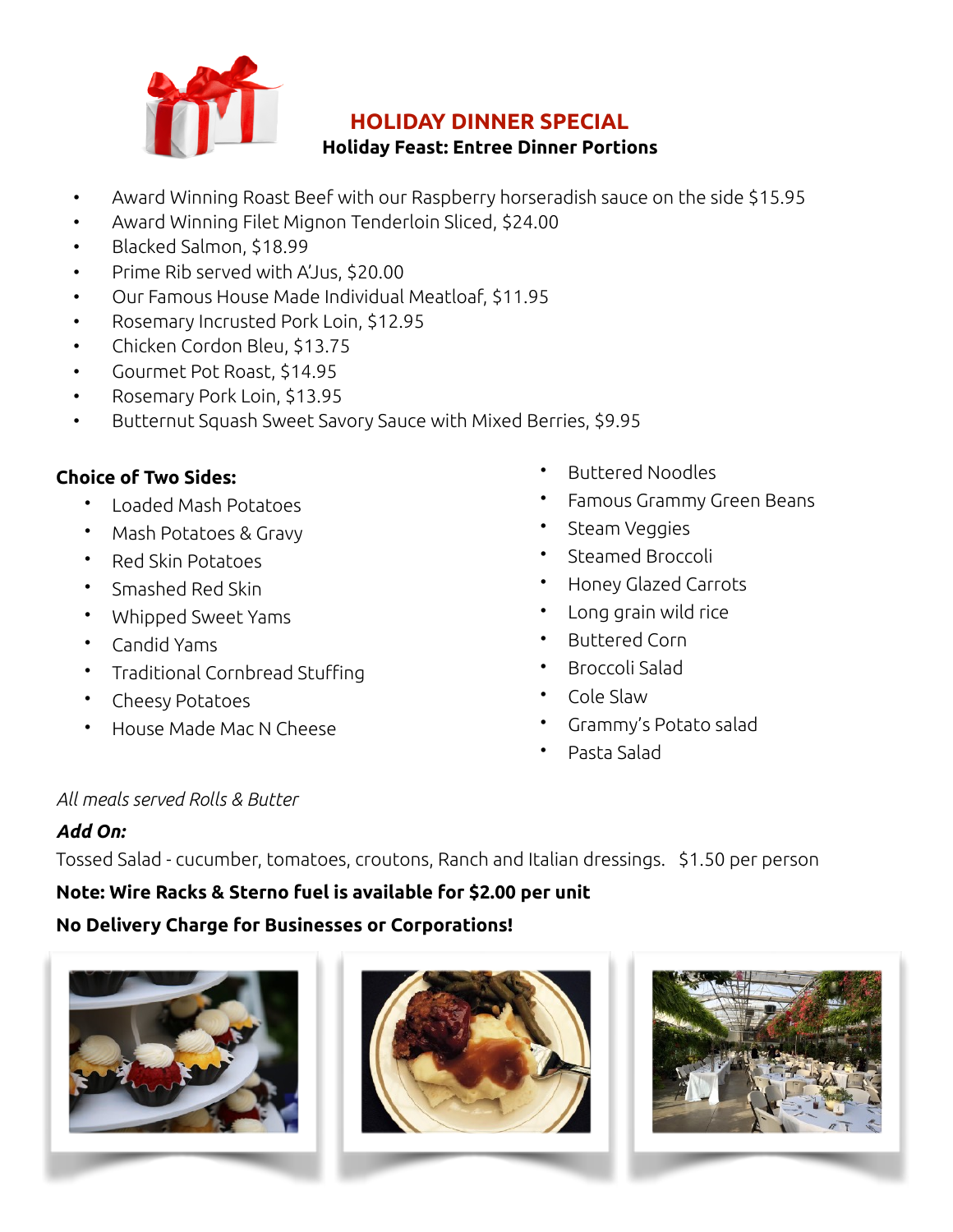## HOLIDAY DINNER SPECIAL

**Holiday Feast: Entree Dinner Portions**

- Award Winning Roast Beef with our Raspberry horseradish sauce on the side $15.95
- Award Winning Filet Mignon Tenderloin Sliced, $24.00
- Blacked Salmon, $18.99
- Prime Rib served with A'Jus, $20.00
- Our Famous House Made Individual Meatloaf, $11.95
- Rosemary Incrusted Pork Loin, $12.95
- Chicken Cordon Bleu, $13.75
- Gourmet Pot Roast, $14.95
- Rosemary Pork Loin, $13.95
- Butternut Squash Sweet Savory Sauce with Mixed Berries, $9.95

**Choice of Two Sides:**

- Loaded Mash Potatoes
- Mash Potatoes & Gravy
- Red Skin Potatoes
- Smashed Red Skin
- Whipped Sweet Yams
- Candid Yams
- Traditional Cornbread Stuffing
- Cheesy Potatoes
- House Made Mac N Cheese
- Buttered Noodles
- Famous Grammy Green Beans
- Steam Veggies
- Steamed Broccoli
- Honey Glazed Carrots
- Long grain wild rice
- Buttered Corn
- Broccoli Salad
- Cole Slaw
- Grammy's Potato salad
- Pasta Salad

*All meals served Rolls & Butter*

***Add On:***

Tossed Salad - cucumber, tomatoes, croutons, Ranch and Italian dressings. $1.50 per person

**Note: Wire Racks & Sterno fuel is available for $2.00 per unit**

**No Delivery Charge for Businesses or Corporations!**